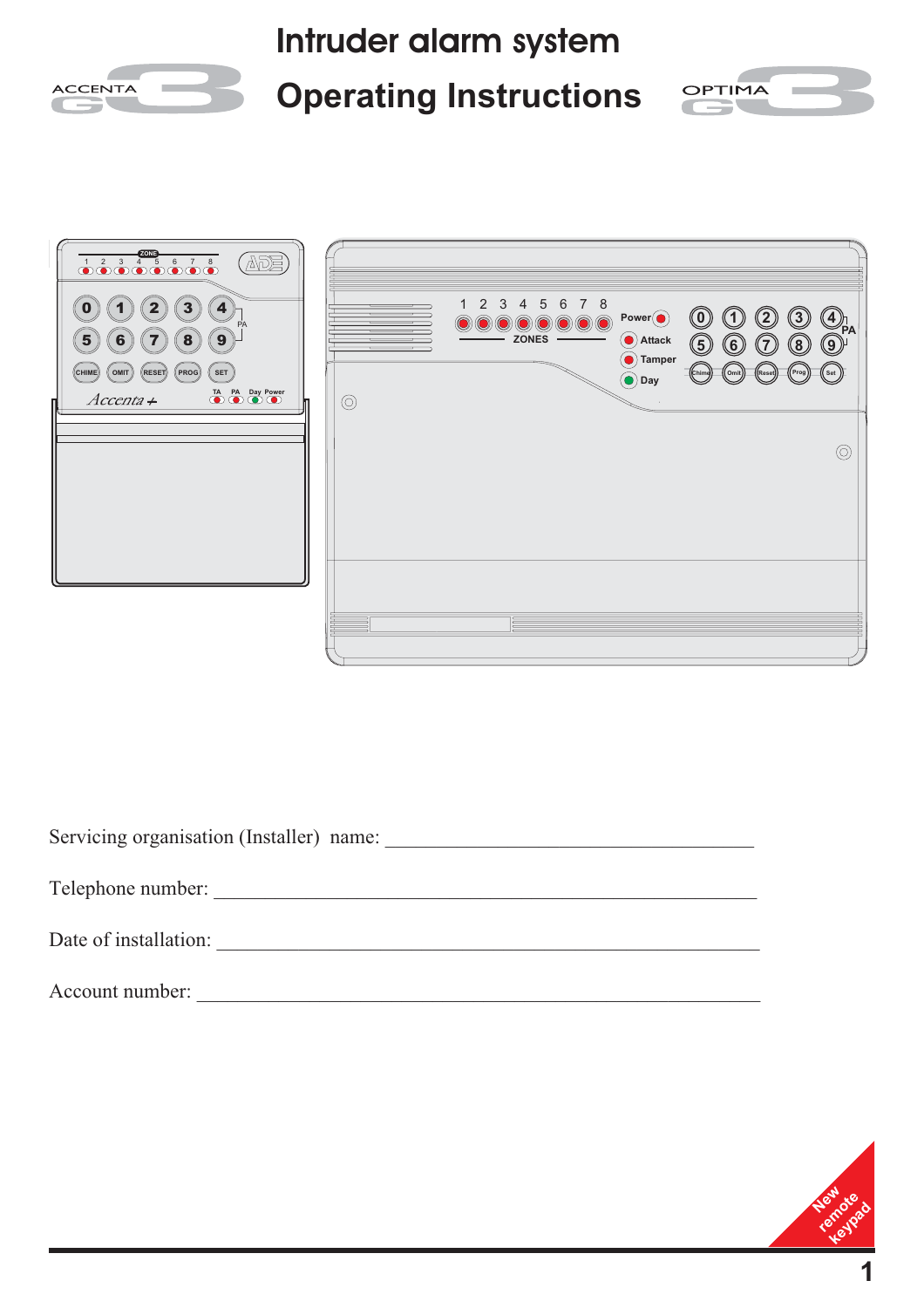# Intruder alarm system

# Operating Instructions

ACCENTA G3

OPTIMA G3

Servicing organisation (Installer) name: ______________________________________

Telephone number: ______________________________________

Date of installation: ______________________________________

Account number: ______________________________________

New remote keypad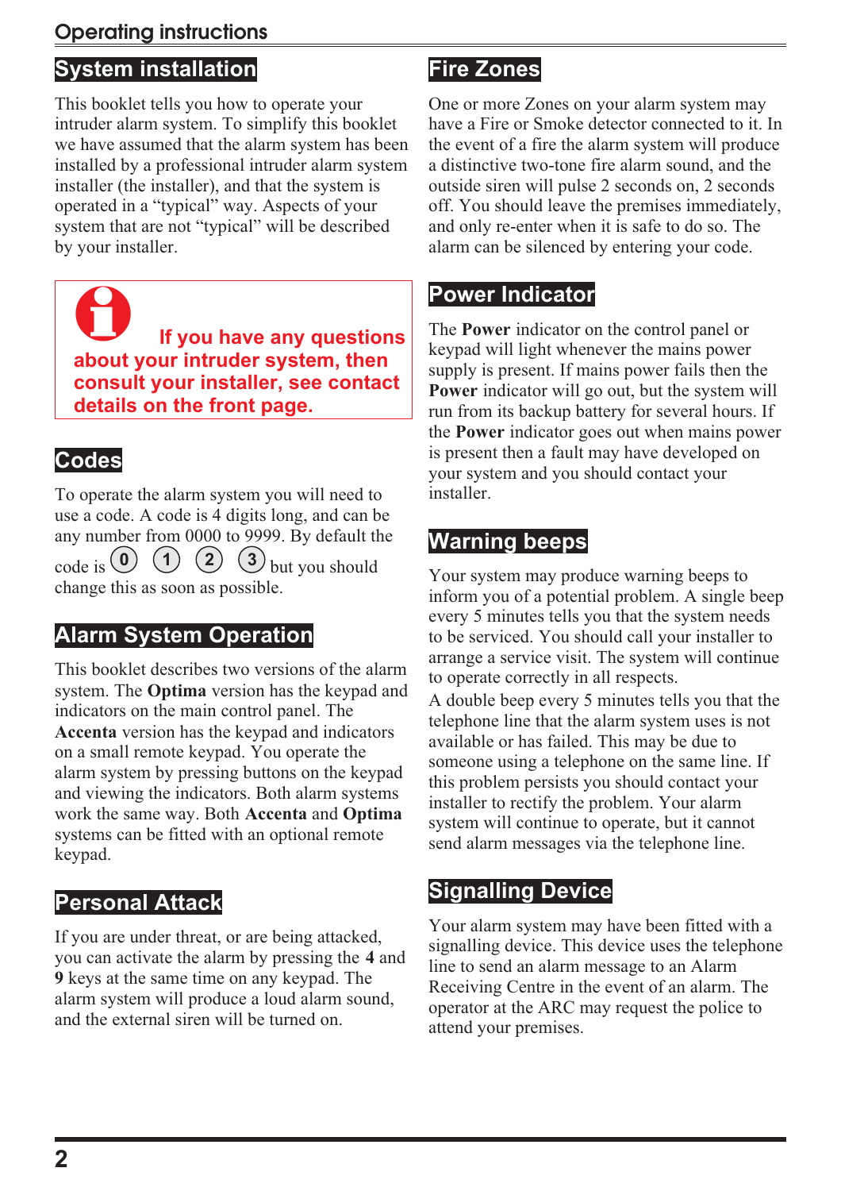# Operating instructions

## System installation

This booklet tells you how to operate your intruder alarm system. To simplify this booklet we have assumed that the alarm system has been installed by a professional intruder alarm system installer (the installer), and that the system is operated in a "typical" way. Aspects of your system that are not "typical" will be described by your installer.

**If you have any questions about your intruder system, then consult your installer, see contact details on the front page.**

## Codes

To operate the alarm system you will need to use a code. A code is 4 digits long, and can be any number from 0000 to 9999. By default the code is 0 1 2 3 but you should change this as soon as possible.

## Alarm System Operation

This booklet describes two versions of the alarm system. The **Optima** version has the keypad and indicators on the main control panel. The **Accenta** version has the keypad and indicators on a small remote keypad. You operate the alarm system by pressing buttons on the keypad and viewing the indicators. Both alarm systems work the same way. Both **Accenta** and **Optima** systems can be fitted with an optional remote keypad.

## Personal Attack

If you are under threat, or are being attacked, you can activate the alarm by pressing the **4** and **9** keys at the same time on any keypad. The alarm system will produce a loud alarm sound, and the external siren will be turned on.

## Fire Zones

One or more Zones on your alarm system may have a Fire or Smoke detector connected to it. In the event of a fire the alarm system will produce a distinctive two-tone fire alarm sound, and the outside siren will pulse 2 seconds on, 2 seconds off. You should leave the premises immediately, and only re-enter when it is safe to do so. The alarm can be silenced by entering your code.

## Power Indicator

The **Power** indicator on the control panel or keypad will light whenever the mains power supply is present. If mains power fails then the **Power** indicator will go out, but the system will run from its backup battery for several hours. If the **Power** indicator goes out when mains power is present then a fault may have developed on your system and you should contact your installer.

## Warning beeps

Your system may produce warning beeps to inform you of a potential problem. A single beep every 5 minutes tells you that the system needs to be serviced. You should call your installer to arrange a service visit. The system will continue to operate correctly in all respects.

A double beep every 5 minutes tells you that the telephone line that the alarm system uses is not available or has failed. This may be due to someone using a telephone on the same line. If this problem persists you should contact your installer to rectify the problem. Your alarm system will continue to operate, but it cannot send alarm messages via the telephone line.

## Signalling Device

Your alarm system may have been fitted with a signalling device. This device uses the telephone line to send an alarm message to an Alarm Receiving Centre in the event of an alarm. The operator at the ARC may request the police to attend your premises.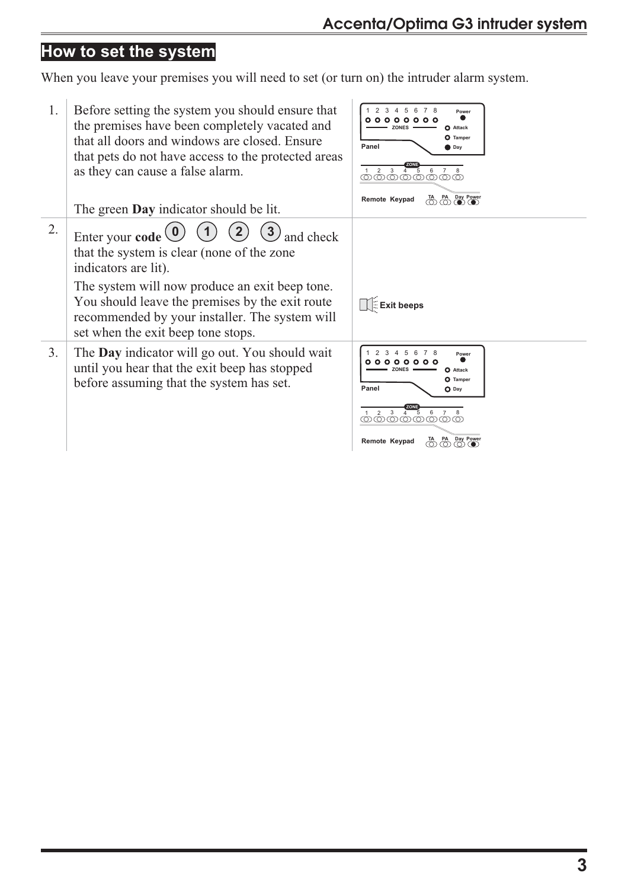## How to set the system

When you leave your premises you will need to set (or turn on) the intruder alarm system.

1. Before setting the system you should ensure that the premises have been completely vacated and that all doors and windows are closed. Ensure that pets do not have access to the protected areas as they can cause a false alarm.

   The green **Day** indicator should be lit.

2. Enter your **code** 0 1 2 3 and check that the system is clear (none of the zone indicators are lit).

   The system will now produce an exit beep tone. You should leave the premises by the exit route recommended by your installer. The system will set when the exit beep tone stops.

   Exit beeps

3. The **Day** indicator will go out. You should wait until you hear that the exit beep has stopped before assuming that the system has set.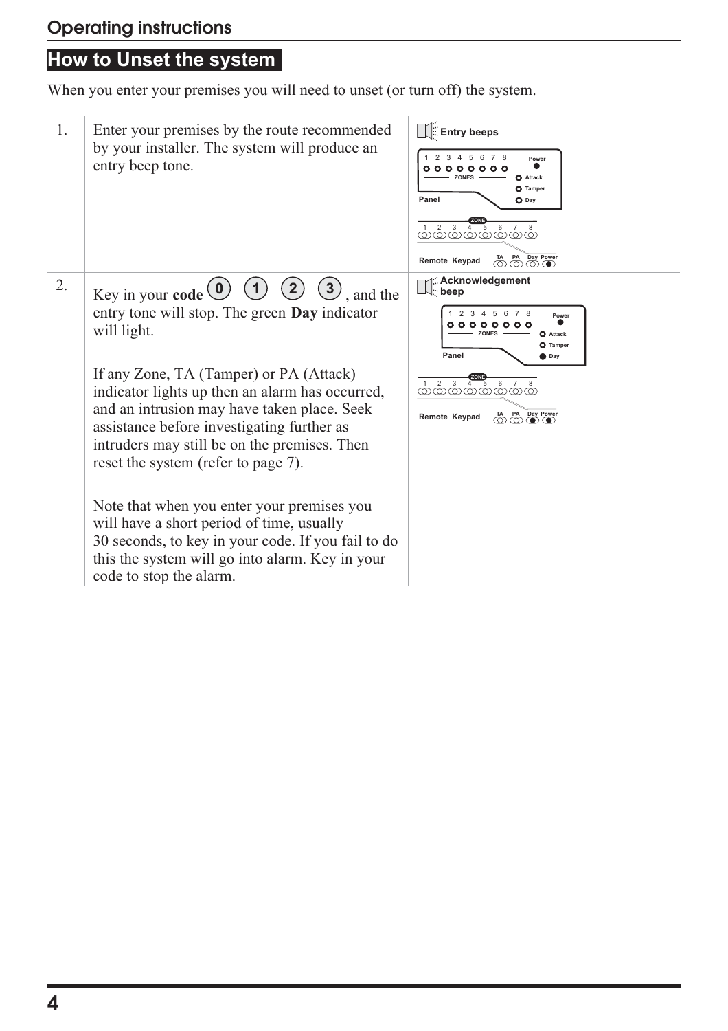## Operating instructions

## How to Unset the system

When you enter your premises you will need to unset (or turn off) the system.

1. Enter your premises by the route recommended by your installer. The system will produce an entry beep tone.

   Entry beeps

2. Key in your **code** 0 1 2 3, and the entry tone will stop. The green **Day** indicator will light.

   If any Zone, TA (Tamper) or PA (Attack) indicator lights up then an alarm has occurred, and an intrusion may have taken place. Seek assistance before investigating further as intruders may still be on the premises. Then reset the system (refer to page 7).

   Note that when you enter your premises you will have a short period of time, usually 30 seconds, to key in your code. If you fail to do this the system will go into alarm. Key in your code to stop the alarm.

   Acknowledgement beep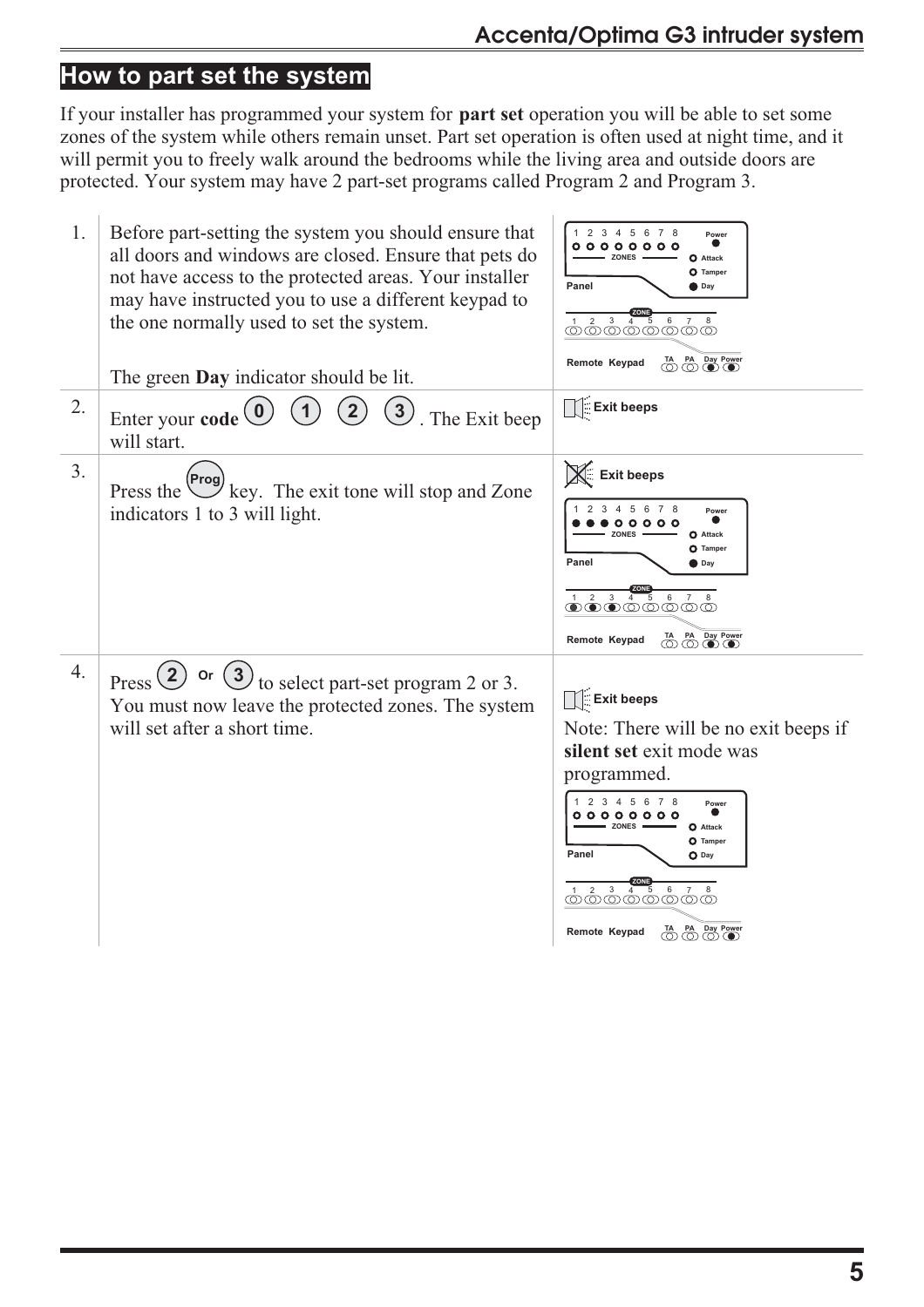## How to part set the system

If your installer has programmed your system for **part set** operation you will be able to set some zones of the system while others remain unset. Part set operation is often used at night time, and it will permit you to freely walk around the bedrooms while the living area and outside doors are protected. Your system may have 2 part-set programs called Program 2 and Program 3.

| Step | Instruction | Indication |
|---|---|---|
| 1. | Before part-setting the system you should ensure that all doors and windows are closed. Ensure that pets do not have access to the protected areas. Your installer may have instructed you to use a different keypad to the one normally used to set the system. The green **Day** indicator should be lit. | Panel: 1 2 3 4 5 6 7 8 ZONES, Power, Attack, Tamper, Day. Remote Keypad: ZONE 1 2 3 4 5 6 7 8, TA, PA, Day, Power |
| 2. | Enter your **code** 0 1 2 3. The Exit beep will start. | Exit beeps |
| 3. | Press the Prog key. The exit tone will stop and Zone indicators 1 to 3 will light. | Exit beeps. Panel: 1 2 3 4 5 6 7 8 ZONES, Power, Attack, Tamper, Day. Remote Keypad: ZONE 1 2 3 4 5 6 7 8, TA, PA, Day, Power |
| 4. | Press 2 Or 3 to select part-set program 2 or 3. You must now leave the protected zones. The system will set after a short time. | Exit beeps. Note: There will be no exit beeps if **silent set** exit mode was programmed. Panel: 1 2 3 4 5 6 7 8 ZONES, Power, Attack, Tamper, Day. Remote Keypad: ZONE 1 2 3 4 5 6 7 8, TA, PA, Day, Power |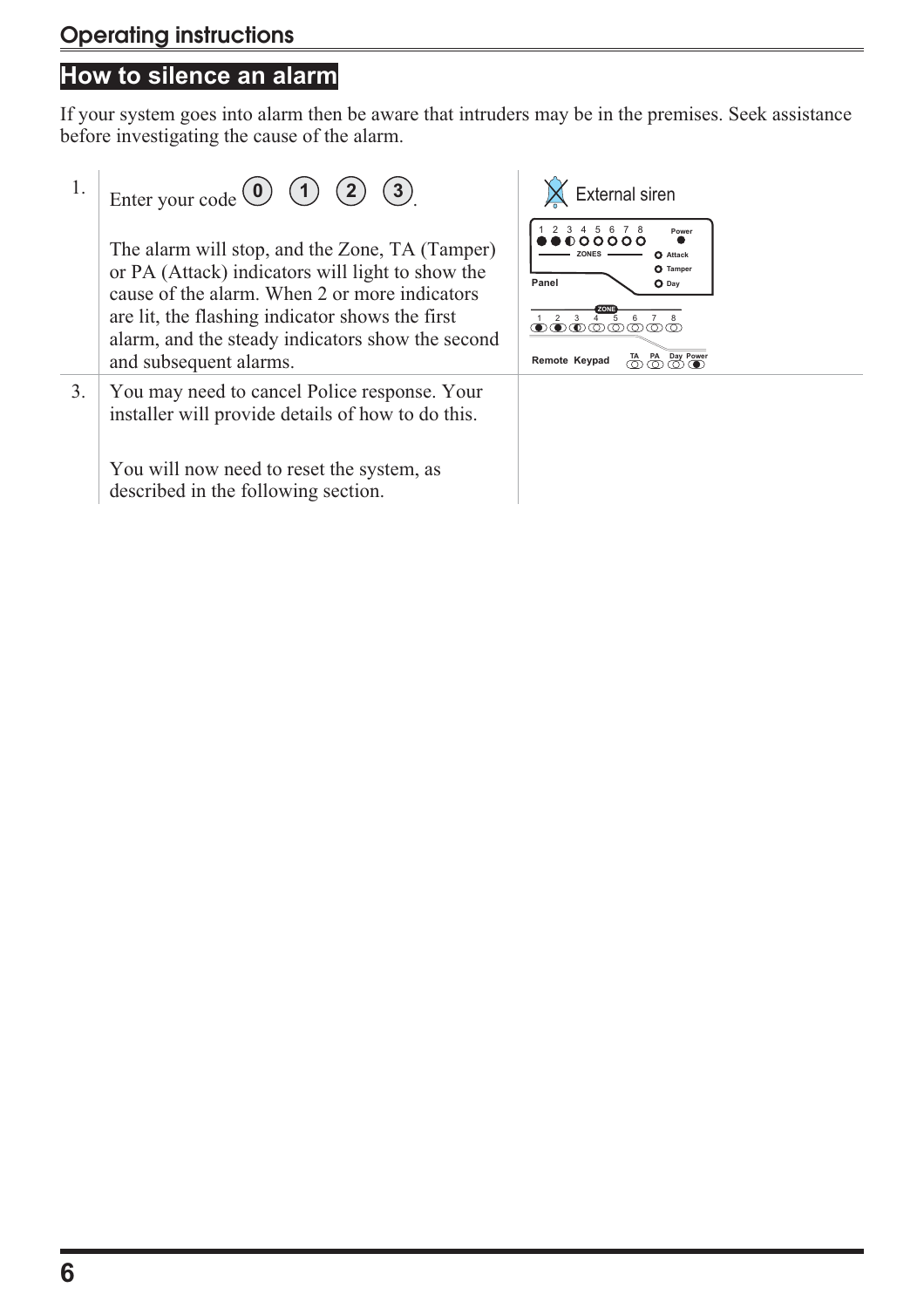## How to silence an alarm

If your system goes into alarm then be aware that intruders may be in the premises. Seek assistance before investigating the cause of the alarm.

1. Enter your code (0) (1) (2) (3).

   The alarm will stop, and the Zone, TA (Tamper) or PA (Attack) indicators will light to show the cause of the alarm. When 2 or more indicators are lit, the flashing indicator shows the first alarm, and the steady indicators show the second and subsequent alarms.

External siren

Panel: 1 2 3 4 5 6 7 8 ZONES; Power; Attack; Tamper; Day

Remote Keypad: ZONE 1 2 3 4 5 6 7 8; TA; PA; Day; Power

3. You may need to cancel Police response. Your installer will provide details of how to do this.

   You will now need to reset the system, as described in the following section.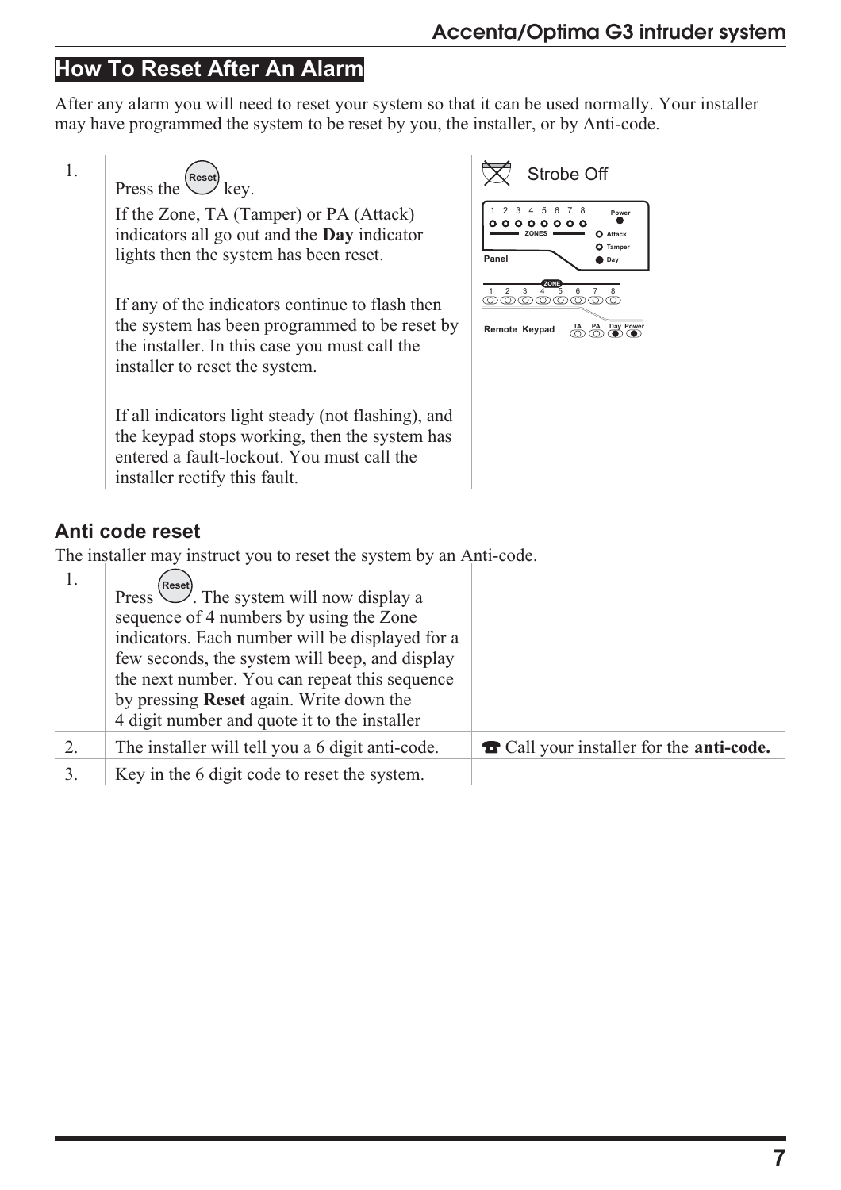## How To Reset After An Alarm

After any alarm you will need to reset your system so that it can be used normally. Your installer may have programmed the system to be reset by you, the installer, or by Anti-code.

| | | |
|---|---|---|
| 1. | Press the Reset key.<br><br>If the Zone, TA (Tamper) or PA (Attack) indicators all go out and the **Day** indicator lights then the system has been reset.<br><br>If any of the indicators continue to flash then the system has been programmed to be reset by the installer. In this case you must call the installer to reset the system.<br><br>If all indicators light steady (not flashing), and the keypad stops working, then the system has entered a fault-lockout. You must call the installer rectify this fault. | Strobe Off |

### Anti code reset

The installer may instruct you to reset the system by an Anti-code.

| | | |
|---|---|---|
| 1. | Press Reset. The system will now display a sequence of 4 numbers by using the Zone indicators. Each number will be displayed for a few seconds, the system will beep, and display the next number. You can repeat this sequence by pressing **Reset** again. Write down the 4 digit number and quote it to the installer | |
| 2. | The installer will tell you a 6 digit anti-code. | ☎ Call your installer for the **anti-code.** |
| 3. | Key in the 6 digit code to reset the system. | |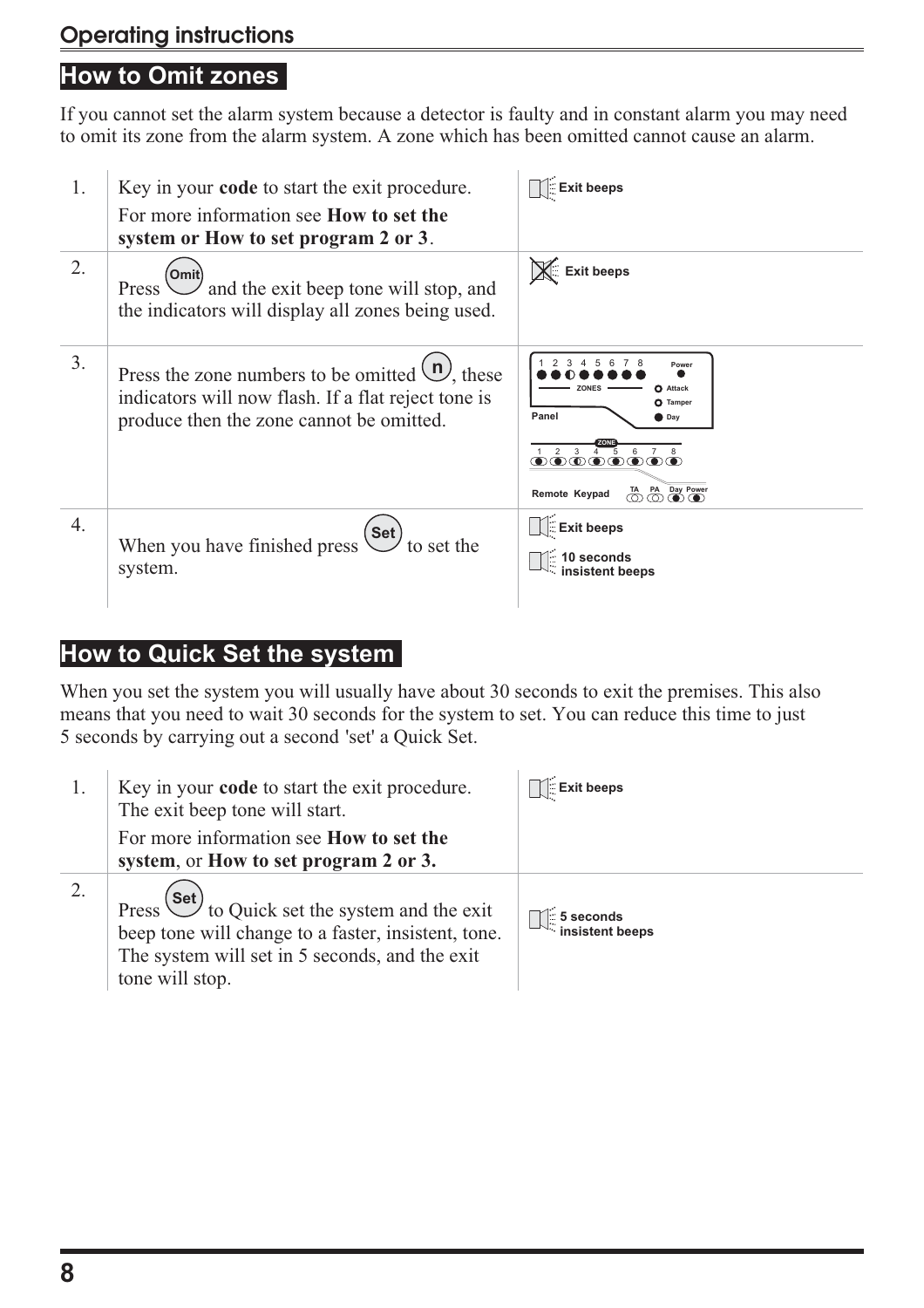## Operating instructions

## How to Omit zones

If you cannot set the alarm system because a detector is faulty and in constant alarm you may need to omit its zone from the alarm system. A zone which has been omitted cannot cause an alarm.

| | | |
|---|---|---|
| 1. | Key in your **code** to start the exit procedure. For more information see **How to set the system or How to set program 2 or 3**. | Exit beeps |
| 2. | Press Omit and the exit beep tone will stop, and the indicators will display all zones being used. | Exit beeps |
| 3. | Press the zone numbers to be omitted n, these indicators will now flash. If a flat reject tone is produce then the zone cannot be omitted. | Panel: 1 2 3 4 5 6 7 8 ZONES, Power, Attack, Tamper, Day. Remote Keypad: ZONE 1 2 3 4 5 6 7 8, TA PA Day Power |
| 4. | When you have finished press Set to set the system. | Exit beeps<br>10 seconds insistent beeps |

## How to Quick Set the system

When you set the system you will usually have about 30 seconds to exit the premises. This also means that you need to wait 30 seconds for the system to set. You can reduce this time to just 5 seconds by carrying out a second 'set' a Quick Set.

| | | |
|---|---|---|
| 1. | Key in your **code** to start the exit procedure. The exit beep tone will start. For more information see **How to set the system**, or **How to set program 2 or 3.** | Exit beeps |
| 2. | Press Set to Quick set the system and the exit beep tone will change to a faster, insistent, tone. The system will set in 5 seconds, and the exit tone will stop. | 5 seconds insistent beeps |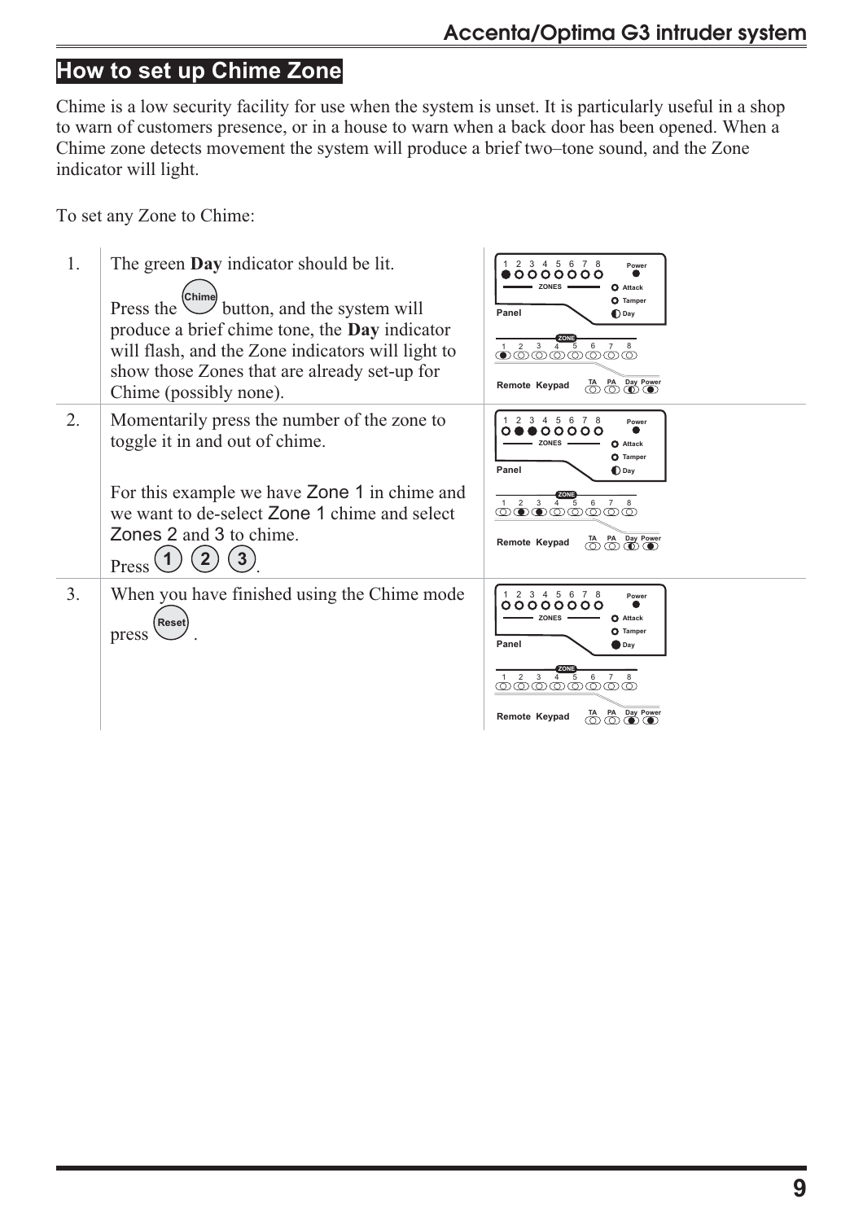## How to set up Chime Zone

Chime is a low security facility for use when the system is unset. It is particularly useful in a shop to warn of customers presence, or in a house to warn when a back door has been opened. When a Chime zone detects movement the system will produce a brief two–tone sound, and the Zone indicator will light.

To set any Zone to Chime:

1. The green **Day** indicator should be lit.

   Press the Chime button, and the system will produce a brief chime tone, the **Day** indicator will flash, and the Zone indicators will light to show those Zones that are already set-up for Chime (possibly none).

2. Momentarily press the number of the zone to toggle it in and out of chime.

   For this example we have Zone 1 in chime and we want to de-select Zone 1 chime and select Zones 2 and 3 to chime.
   Press 1 2 3.

3. When you have finished using the Chime mode press Reset.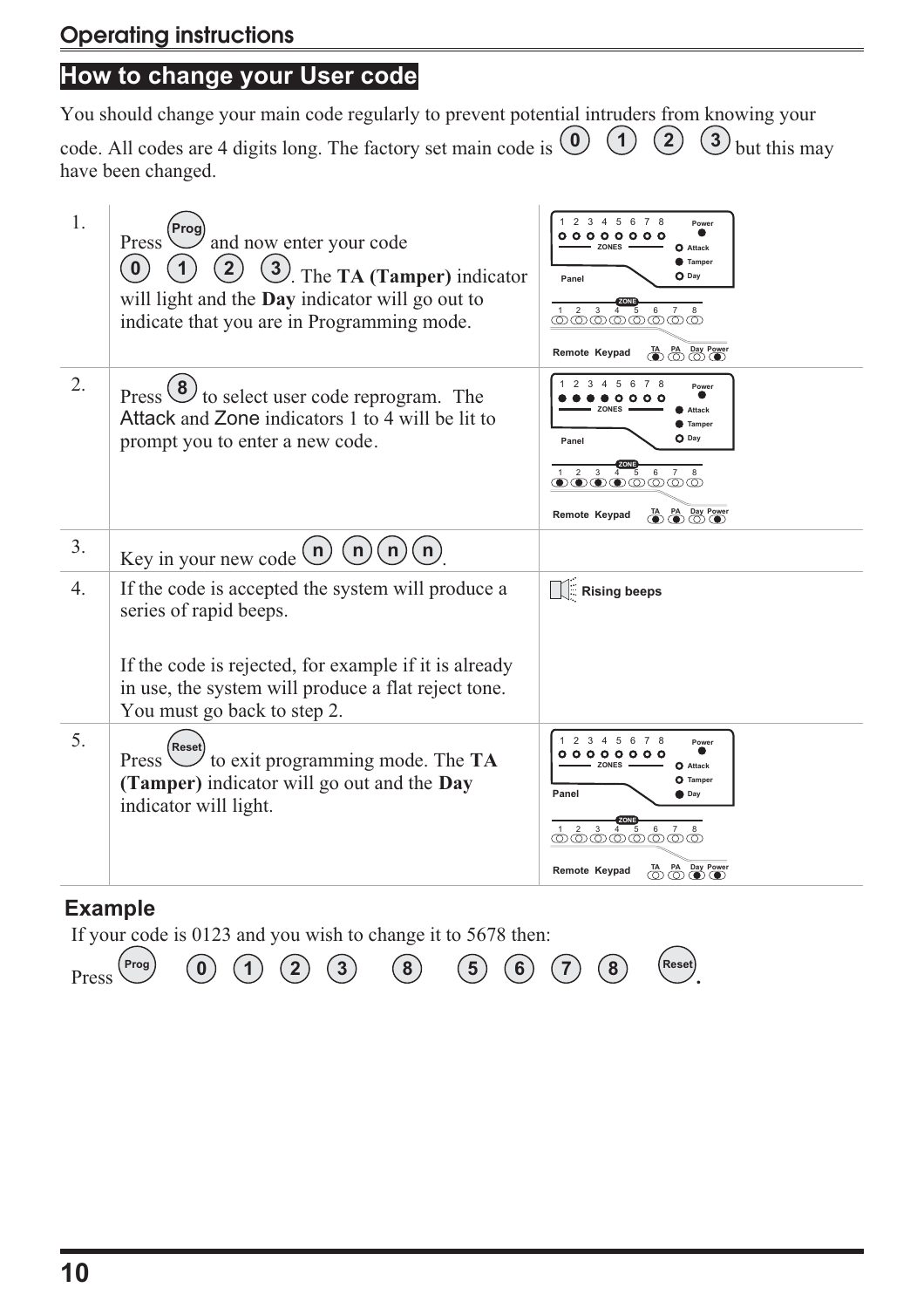## Operating instructions

## How to change your User code

You should change your main code regularly to prevent potential intruders from knowing your code. All codes are 4 digits long. The factory set main code is 0 1 2 3 but this may have been changed.

| | | |
|---|---|---|
| 1. | Press Prog and now enter your code 0 1 2 3. The **TA (Tamper)** indicator will light and the **Day** indicator will go out to indicate that you are in Programming mode. | 1 2 3 4 5 6 7 8 ZONES Power Attack Tamper Day Panel ZONE 1 2 3 4 5 6 7 8 Remote Keypad TA PA Day Power |
| 2. | Press 8 to select user code reprogram. The Attack and Zone indicators 1 to 4 will be lit to prompt you to enter a new code. | 1 2 3 4 5 6 7 8 ZONES Power Attack Tamper Day Panel ZONE 1 2 3 4 5 6 7 8 Remote Keypad TA PA Day Power |
| 3. | Key in your new code n n n n. | |
| 4. | If the code is accepted the system will produce a series of rapid beeps.<br><br>If the code is rejected, for example if it is already in use, the system will produce a flat reject tone. You must go back to step 2. | Rising beeps |
| 5. | Press Reset to exit programming mode. The **TA (Tamper)** indicator will go out and the **Day** indicator will light. | 1 2 3 4 5 6 7 8 ZONES Power Attack Tamper Day Panel ZONE 1 2 3 4 5 6 7 8 Remote Keypad TA PA Day Power |

### Example

If your code is 0123 and you wish to change it to 5678 then:

Press Prog 0 1 2 3 8 5 6 7 8 Reset.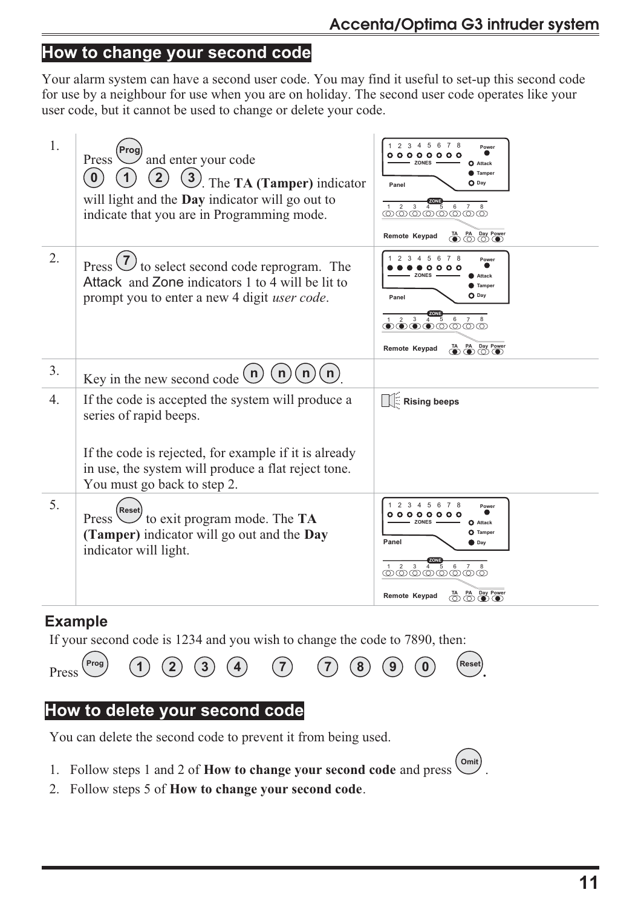## How to change your second code

Your alarm system can have a second user code. You may find it useful to set-up this second code for use by a neighbour for use when you are on holiday. The second user code operates like your user code, but it cannot be used to change or delete your code.

| | | |
|---|---|---|
| 1. | Press Prog and enter your code 0 1 2 3. The **TA (Tamper)** indicator will light and the **Day** indicator will go out to indicate that you are in Programming mode. | |
| 2. | Press 7 to select second code reprogram. The Attack and Zone indicators 1 to 4 will be lit to prompt you to enter a new 4 digit *user code*. | |
| 3. | Key in the new second code n n n n. | |
| 4. | If the code is accepted the system will produce a series of rapid beeps.<br><br>If the code is rejected, for example if it is already in use, the system will produce a flat reject tone. You must go back to step 2. | Rising beeps |
| 5. | Press Reset to exit program mode. The **TA (Tamper)** indicator will go out and the **Day** indicator will light. | |

### Example

If your second code is 1234 and you wish to change the code to 7890, then:

Press Prog 1 2 3 4 7 7 8 9 0 Reset.

## How to delete your second code

You can delete the second code to prevent it from being used.

1. Follow steps 1 and 2 of **How to change your second code** and press Omit.
2. Follow steps 5 of **How to change your second code**.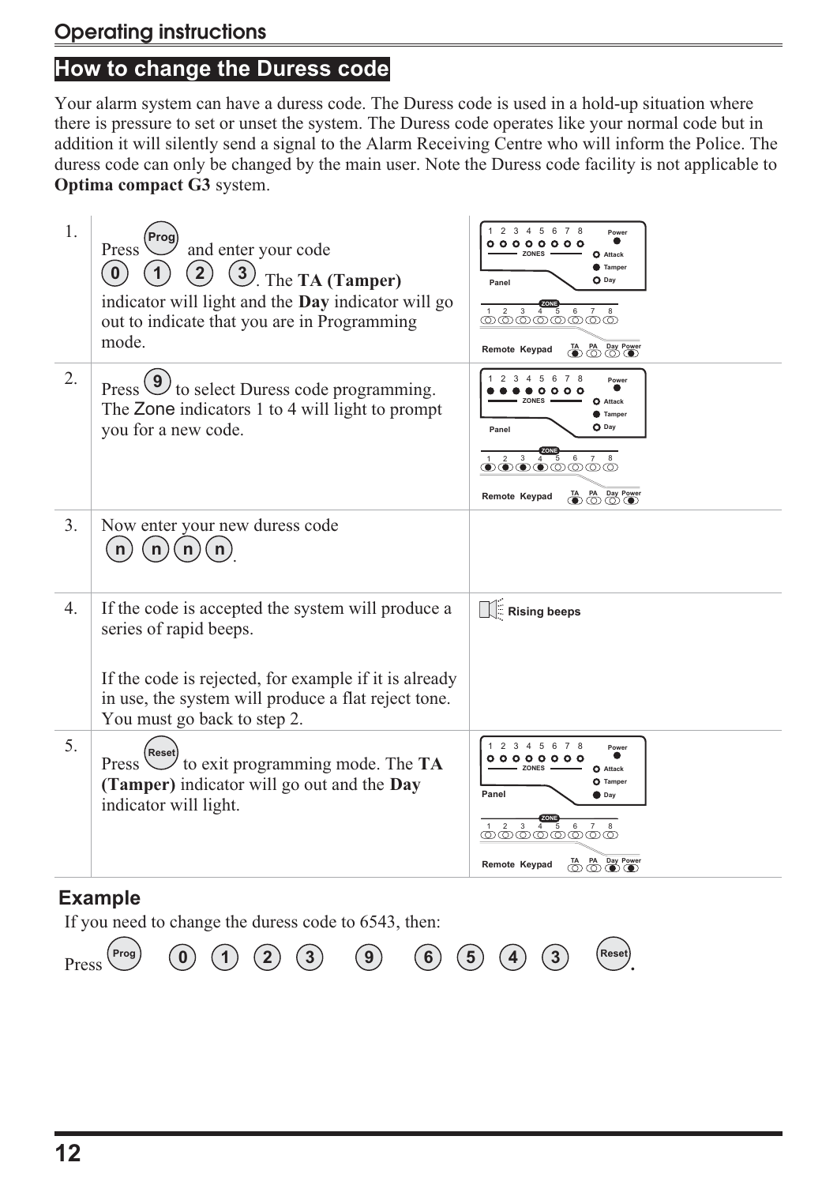## Operating instructions

## How to change the Duress code

Your alarm system can have a duress code. The Duress code is used in a hold-up situation where there is pressure to set or unset the system. The Duress code operates like your normal code but in addition it will silently send a signal to the Alarm Receiving Centre who will inform the Police. The duress code can only be changed by the main user. Note the Duress code facility is not applicable to **Optima compact G3** system.

| | | |
|---|---|---|
| 1. | Press Prog and enter your code 0 1 2 3. The **TA (Tamper)** indicator will light and the **Day** indicator will go out to indicate that you are in Programming mode. | |
| 2. | Press 9 to select Duress code programming. The Zone indicators 1 to 4 will light to prompt you for a new code. | |
| 3. | Now enter your new duress code n n n n. | |
| 4. | If the code is accepted the system will produce a series of rapid beeps.<br><br>If the code is rejected, for example if it is already in use, the system will produce a flat reject tone. You must go back to step 2. | Rising beeps |
| 5. | Press Reset to exit programming mode. The **TA (Tamper)** indicator will go out and the **Day** indicator will light. | |

### Example

If you need to change the duress code to 6543, then:

Press Prog 0 1 2 3 9 6 5 4 3 Reset.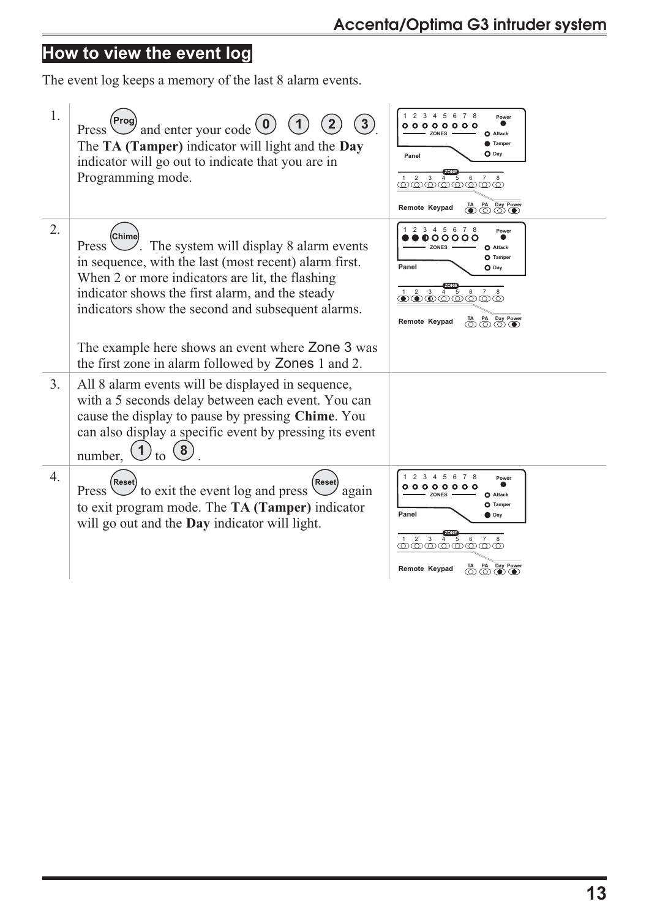## How to view the event log

The event log keeps a memory of the last 8 alarm events.

1. Press **Prog** and enter your code **0** **1** **2** **3**. The **TA (Tamper)** indicator will light and the **Day** indicator will go out to indicate that you are in Programming mode.

2. Press **Chime**. The system will display 8 alarm events in sequence, with the last (most recent) alarm first. When 2 or more indicators are lit, the flashing indicator shows the first alarm, and the steady indicators show the second and subsequent alarms.

   The example here shows an event where Zone 3 was the first zone in alarm followed by Zones 1 and 2.

3. All 8 alarm events will be displayed in sequence, with a 5 seconds delay between each event. You can cause the display to pause by pressing **Chime**. You can also display a specific event by pressing its event number, **1** to **8**.

4. Press **Reset** to exit the event log and press **Reset** again to exit program mode. The **TA (Tamper)** indicator will go out and the **Day** indicator will light.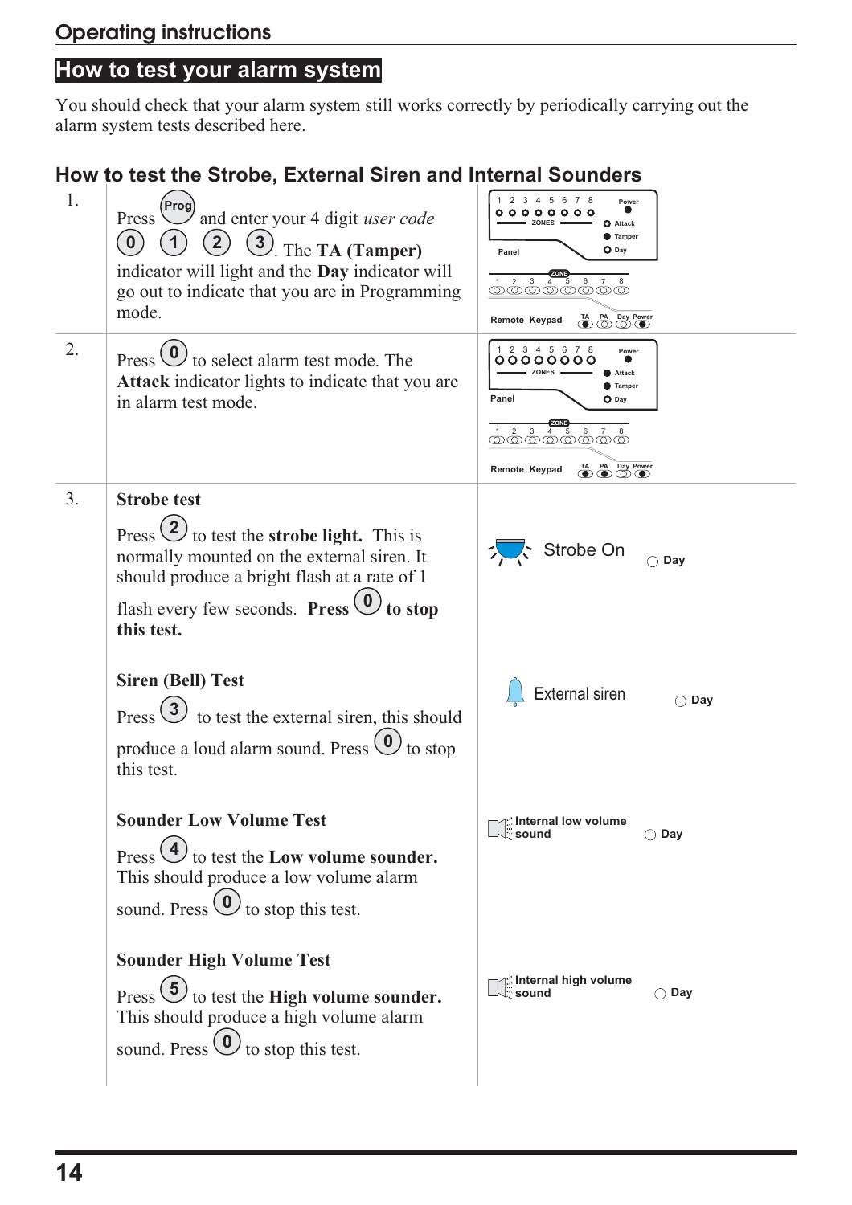## Operating instructions

# How to test your alarm system

You should check that your alarm system still works correctly by periodically carrying out the alarm system tests described here.

## How to test the Strobe, External Siren and Internal Sounders

1. Press **Prog** and enter your 4 digit *user code* 0 1 2 3. The **TA (Tamper)** indicator will light and the **Day** indicator will go out to indicate that you are in Programming mode.

2. Press 0 to select alarm test mode. The **Attack** indicator lights to indicate that you are in alarm test mode.

3. **Strobe test**

   Press 2 to test the **strobe light.** This is normally mounted on the external siren. It should produce a bright flash at a rate of 1 flash every few seconds. **Press 0 to stop this test.**

   Strobe On — Day

   **Siren (Bell) Test**

   Press 3 to test the external siren, this should produce a loud alarm sound. Press 0 to stop this test.

   External siren — Day

   **Sounder Low Volume Test**

   Press 4 to test the **Low volume sounder.** This should produce a low volume alarm sound. Press 0 to stop this test.

   Internal low volume sound — Day

   **Sounder High Volume Test**

   Press 5 to test the **High volume sounder.** This should produce a high volume alarm sound. Press 0 to stop this test.

   Internal high volume sound — Day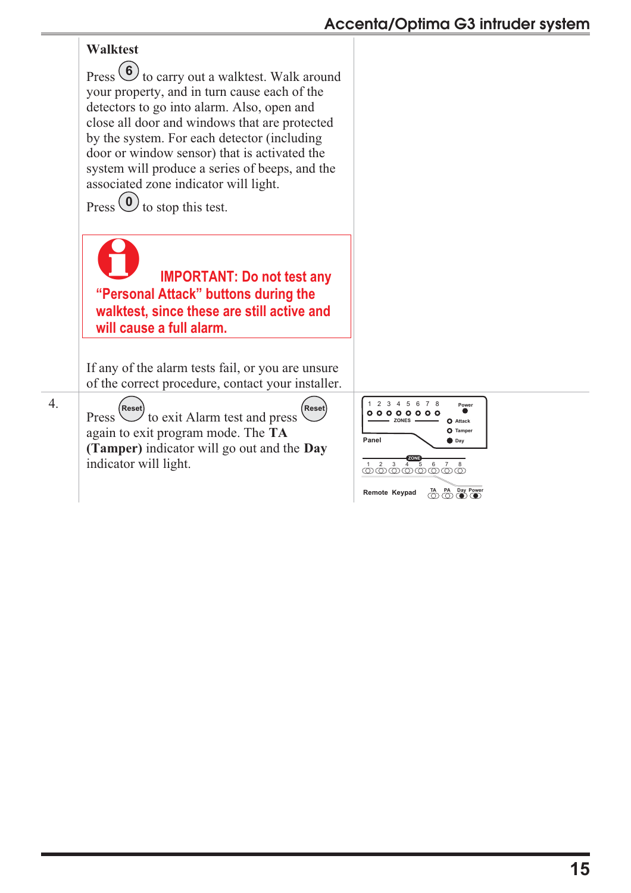**Walktest**

Press (6) to carry out a walktest. Walk around your property, and in turn cause each of the detectors to go into alarm. Also, open and close all door and windows that are protected by the system. For each detector (including door or window sensor) that is activated the system will produce a series of beeps, and the associated zone indicator will light.

Press (0) to stop this test.

> **IMPORTANT: Do not test any "Personal Attack" buttons during the walktest, since these are still active and will cause a full alarm.**

If any of the alarm tests fail, or you are unsure of the correct procedure, contact your installer.

4. Press (Reset) to exit Alarm test and press (Reset) again to exit program mode. The **TA (Tamper)** indicator will go out and the **Day** indicator will light.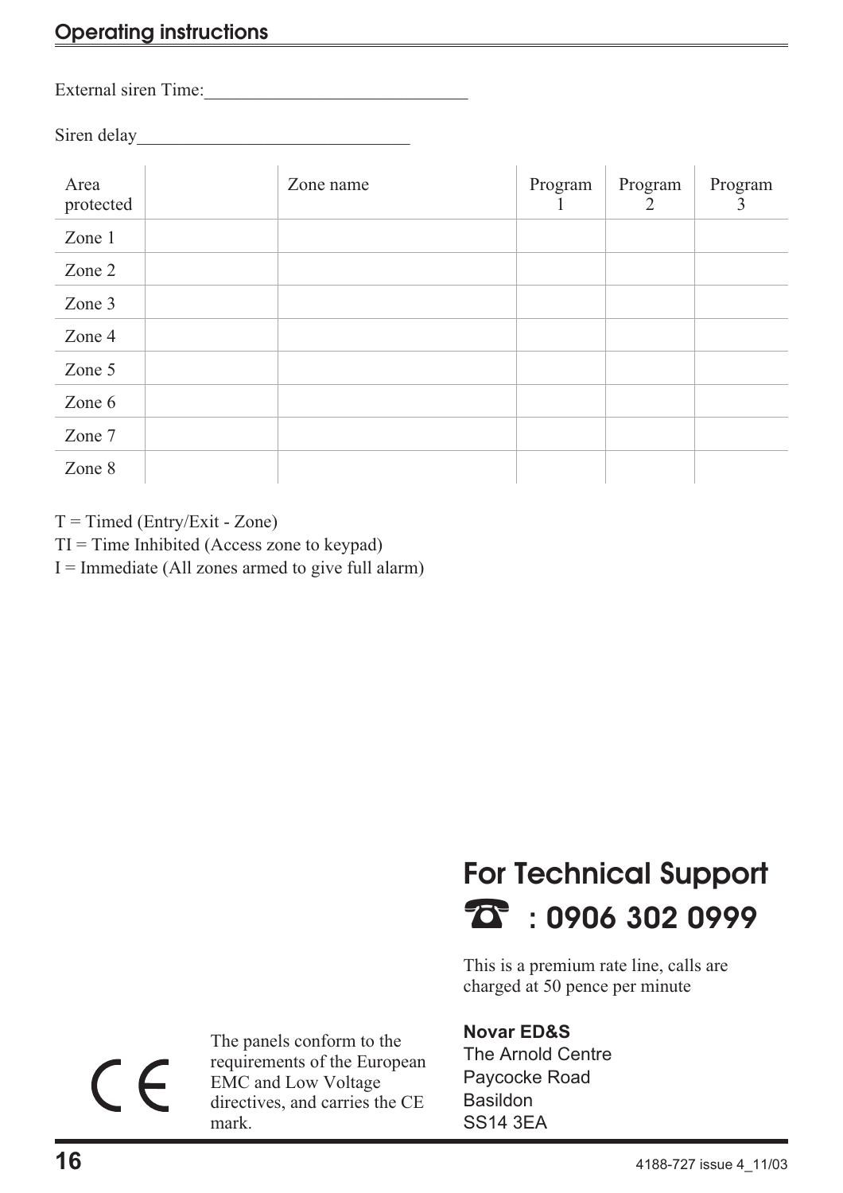## Operating instructions

External siren Time:______________________________

Siren delay______________________________

| Area protected | | Zone name | Program 1 | Program 2 | Program 3 |
|---|---|---|---|---|---|
| Zone 1 | | | | | |
| Zone 2 | | | | | |
| Zone 3 | | | | | |
| Zone 4 | | | | | |
| Zone 5 | | | | | |
| Zone 6 | | | | | |
| Zone 7 | | | | | |
| Zone 8 | | | | | |

T = Timed (Entry/Exit - Zone)
TI = Time Inhibited (Access zone to keypad)
I = Immediate (All zones armed to give full alarm)

# For Technical Support

# ☎ : 0906 302 0999

This is a premium rate line, calls are charged at 50 pence per minute

CE

The panels conform to the requirements of the European EMC and Low Voltage directives, and carries the CE mark.

**Novar ED&S**
The Arnold Centre
Paycocke Road
Basildon
SS14 3EA

4188-727 issue 4_11/03